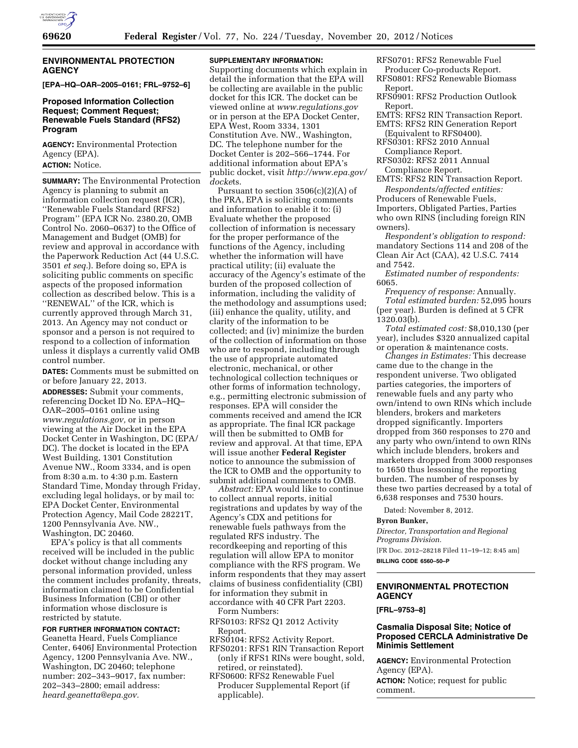## ENVIRONMENTAL PROTECTION AGENCY

**[EPA–HQ–OAR–2005–0161; FRL–9752–6]**

### Proposed Information Collection Request; Comment Request; Renewable Fuels Standard (RFS2) Program

**AGENCY:** Environmental Protection Agency (EPA).

**ACTION:** Notice.

**SUMMARY:** The Environmental Protection Agency is planning to submit an information collection request (ICR), ''Renewable Fuels Standard (RFS2) Program'' (EPA ICR No. 2380.20, OMB Control No. 2060–0637) to the Office of Management and Budget (OMB) for review and approval in accordance with the Paperwork Reduction Act (44 U.S.C. 3501 *et seq.*). Before doing so, EPA is soliciting public comments on specific aspects of the proposed information collection as described below. This is a ''RENEWAL'' of the ICR, which is currently approved through March 31, 2013. An Agency may not conduct or sponsor and a person is not required to respond to a collection of information unless it displays a currently valid OMB control number.

**DATES:** Comments must be submitted on or before January 22, 2013.

**ADDRESSES:** Submit your comments, referencing Docket ID No. EPA–HQ–OAR–2005–0161 online using *www.regulations.gov,* or in person viewing at the Air Docket in the EPA Docket Center in Washington, DC (EPA/DC). The docket is located in the EPA West Building, 1301 Constitution Avenue NW., Room 3334, and is open from 8:30 a.m. to 4:30 p.m. Eastern Standard Time, Monday through Friday, excluding legal holidays, or by mail to: EPA Docket Center, Environmental Protection Agency, Mail Code 28221T, 1200 Pennsylvania Ave. NW., Washington, DC 20460.

EPA's policy is that all comments received will be included in the public docket without change including any personal information provided, unless the comment includes profanity, threats, information claimed to be Confidential Business Information (CBI) or other information whose disclosure is restricted by statute.

**FOR FURTHER INFORMATION CONTACT:** Geanetta Heard, Fuels Compliance Center, 6406J Environmental Protection Agency, 1200 Pennsylvania Ave. NW., Washington, DC 20460; telephone number: 202–343–9017, fax number: 202–343–2800; email address: *heard.geanetta@epa.gov.*

**SUPPLEMENTARY INFORMATION:** Supporting documents which explain in detail the information that the EPA will be collecting are available in the public docket for this ICR. The docket can be viewed online at *www.regulations.gov* or in person at the EPA Docket Center, EPA West, Room 3334, 1301 Constitution Ave. NW., Washington, DC. The telephone number for the Docket Center is 202–566–1744. For additional information about EPA's public docket, visit *http://www.epa.gov/dockets.*

Pursuant to section 3506(c)(2)(A) of the PRA, EPA is soliciting comments and information to enable it to: (i) Evaluate whether the proposed collection of information is necessary for the proper performance of the functions of the Agency, including whether the information will have practical utility; (ii) evaluate the accuracy of the Agency's estimate of the burden of the proposed collection of information, including the validity of the methodology and assumptions used; (iii) enhance the quality, utility, and clarity of the information to be collected; and (iv) minimize the burden of the collection of information on those who are to respond, including through the use of appropriate automated electronic, mechanical, or other technological collection techniques or other forms of information technology, e.g., permitting electronic submission of responses. EPA will consider the comments received and amend the ICR as appropriate. The final ICR package will then be submitted to OMB for review and approval. At that time, EPA will issue another **Federal Register** notice to announce the submission of the ICR to OMB and the opportunity to submit additional comments to OMB.

*Abstract:* EPA would like to continue to collect annual reports, initial registrations and updates by way of the Agency's CDX and petitions for renewable fuels pathways from the regulated RFS industry. The recordkeeping and reporting of this regulation will allow EPA to monitor compliance with the RFS program. We inform respondents that they may assert claims of business confidentiality (CBI) for information they submit in accordance with 40 CFR Part 2203.

Form Numbers:

RFS0103: RFS2 Q1 2012 Activity Report.
RFS0104: RFS2 Activity Report.
RFS0201: RFS1 RIN Transaction Report (only if RFS1 RINs were bought, sold, retired, or reinstated).
RFS0600: RFS2 Renewable Fuel Producer Supplemental Report (if applicable).
RFS0701: RFS2 Renewable Fuel Producer Co-products Report.
RFS0801: RFS2 Renewable Biomass Report.
RFS0901: RFS2 Production Outlook Report.
EMTS: RFS2 RIN Transaction Report.
EMTS: RFS2 RIN Generation Report (Equivalent to RFS0400).
RFS0301: RFS2 2010 Annual Compliance Report.
RFS0302: RFS2 2011 Annual Compliance Report.
EMTS: RFS2 RIN Transaction Report.

*Respondents/affected entities:* Producers of Renewable Fuels, Importers, Obligated Parties, Parties who own RINS (including foreign RIN owners).

*Respondent's obligation to respond:* mandatory Sections 114 and 208 of the Clean Air Act (CAA), 42 U.S.C. 7414 and 7542.

*Estimated number of respondents:* 6065.

*Frequency of response:* Annually.

*Total estimated burden:* 52,095 hours (per year). Burden is defined at 5 CFR 1320.03(b).

*Total estimated cost:* $8,010,130 (per year), includes $320 annualized capital or operation & maintenance costs.

*Changes in Estimates:* This decrease came due to the change in the respondent universe. Two obligated parties categories, the importers of renewable fuels and any party who own/intend to own RINs which include blenders, brokers and marketers dropped significantly. Importers dropped from 360 responses to 270 and any party who own/intend to own RINs which include blenders, brokers and marketers dropped from 3000 responses to 1650 thus lessoning the reporting burden. The number of responses by these two parties decreased by a total of 6,638 responses and 7530 hours.

Dated: November 8, 2012.

**Byron Bunker,**

*Director, Transportation and Regional Programs Division.*

[FR Doc. 2012–28218 Filed 11–19–12; 8:45 am]

**BILLING CODE 6560–50–P**

## ENVIRONMENTAL PROTECTION AGENCY

**[FRL–9753–8]**

### Casmalia Disposal Site; Notice of Proposed CERCLA Administrative De Minimis Settlement

**AGENCY:** Environmental Protection Agency (EPA).

**ACTION:** Notice; request for public comment.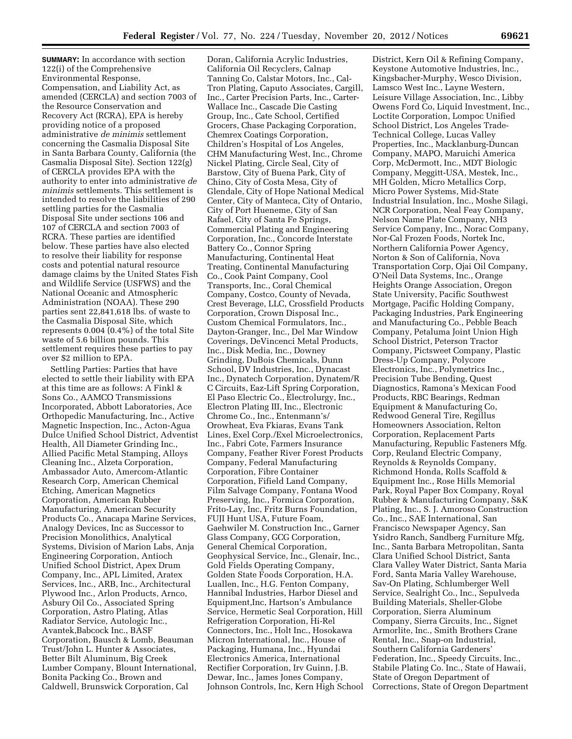**SUMMARY:** In accordance with section 122(i) of the Comprehensive Environmental Response, Compensation, and Liability Act, as amended (CERCLA) and section 7003 of the Resource Conservation and Recovery Act (RCRA), EPA is hereby providing notice of a proposed administrative *de minimis* settlement concerning the Casmalia Disposal Site in Santa Barbara County, California (the Casmalia Disposal Site). Section 122(g) of CERCLA provides EPA with the authority to enter into administrative *de minimis* settlements. This settlement is intended to resolve the liabilities of 290 settling parties for the Casmalia Disposal Site under sections 106 and 107 of CERCLA and section 7003 of RCRA. These parties are identified below. These parties have also elected to resolve their liability for response costs and potential natural resource damage claims by the United States Fish and Wildlife Service (USFWS) and the National Oceanic and Atmospheric Administration (NOAA). These 290 parties sent 22,841,618 lbs. of waste to the Casmalia Disposal Site, which represents 0.004 (0.4%) of the total Site waste of 5.6 billion pounds. This settlement requires these parties to pay over $2 million to EPA.

Settling Parties: Parties that have elected to settle their liability with EPA at this time are as follows: A Finkl & Sons Co., AAMCO Transmissions Incorporated, Abbott Laboratories, Ace Orthopedic Manufacturing, Inc., Active Magnetic Inspection, Inc., Acton-Agua Dulce Unified School District, Adventist Health, All Diameter Grinding Inc., Allied Pacific Metal Stamping, Alloys Cleaning Inc., Alzeta Corporation, Ambassador Auto, Amercom-Atlantic Research Corp, American Chemical Etching, American Magnetics Corporation, American Rubber Manufacturing, American Security Products Co., Anacapa Marine Services, Analogy Devices, Inc as Successor to Precision Monolithics, Analytical Systems, Division of Marion Labs, Anja Engineering Corporation, Antioch Unified School District, Apex Drum Company, Inc., APL Limited, Aratex Services, Inc., ARB, Inc., Architectural Plywood Inc., Arlon Products, Arnco, Asbury Oil Co., Associated Spring Corporation, Astro Plating, Atlas Radiator Service, Autologic Inc., Avantek,Babcock Inc., BASF Corporation, Bausch & Lomb, Beauman Trust/John L. Hunter & Associates, Better Bilt Aluminum, Big Creek Lumber Company, Blount International, Bonita Packing Co., Brown and Caldwell, Brunswick Corporation, Cal Doran, California Acrylic Industries, California Oil Recyclers, Calnap Tanning Co, Calstar Motors, Inc., Cal-Tron Plating, Caputo Associates, Cargill, Inc., Carter Precision Parts, Inc., Carter-Wallace Inc., Cascade Die Casting Group, Inc., Cate School, Certified Grocers, Chase Packaging Corporation, Chemrex Coatings Corporation, Children's Hospital of Los Angeles, CHM Manufacturing West, Inc., Chrome Nickel Plating, Circle Seal, City of Barstow, City of Buena Park, City of Chino, City of Costa Mesa, City of Glendale, City of Hope National Medical Center, City of Manteca, City of Ontario, City of Port Hueneme, City of San Rafael, City of Santa Fe Springs, Commercial Plating and Engineering Corporation, Inc., Concorde Interstate Battery Co., Connor Spring Manufacturing, Continental Heat Treating, Continental Manufacturing Co., Cook Paint Company, Cool Transports, Inc., Coral Chemical Company, Costco, County of Nevada, Crest Beverage, LLC, Crossfield Products Corporation, Crown Disposal Inc., Custom Chemical Formulators, Inc., Dayton-Granger, Inc., Del Mar Window Coverings, DeVincenci Metal Products, Inc., Disk Media, Inc., Downey Grinding, DuBois Chemicals, Dunn School, DV Industries, Inc., Dynacast Inc., Dynatech Corporation, Dynatem/R C Circuits, Eaz-Lift Spring Corporation, El Paso Electric Co., Electrolurgy, Inc., Electron Plating III, Inc., Electronic Chrome Co., Inc., Entenmann's/Orowheat, Eva Fkiaras, Evans Tank Lines, Exel Corp./Exel Microelectronics, Inc., Fabri Cote, Farmers Insurance Company, Feather River Forest Products Company, Federal Manufacturing Corporation, Fibre Container Corporation, Fifield Land Company, Film Salvage Company, Fontana Wood Preserving, Inc., Formica Corporation, Frito-Lay, Inc, Fritz Burns Foundation, FUJI Hunt USA, Future Foam, Gaehwiler M. Construction Inc., Garner Glass Company, GCG Corporation, General Chemical Corporation, Geophysical Service, Inc., Glenair, Inc., Gold Fields Operating Company, Golden State Foods Corporation, H.A. Luallen, Inc., H.G. Fenton Company, Hannibal Industries, Harbor Diesel and Equipment,Inc, Hartson's Ambulance Service, Hermetic Seal Corporation, Hill Refrigeration Corporation, Hi-Rel Connectors, Inc., Holt Inc., Hosokawa Micron International, Inc., House of Packaging, Humana, Inc., Hyundai Electronics America, International Rectifier Corporation, Irv Guinn, J.B. Dewar, Inc., James Jones Company, Johnson Controls, Inc, Kern High School District, Kern Oil & Refining Company, Keystone Automotive Industries, Inc., Kingsbacher-Murphy, Wesco Division, Lamsco West Inc., Layne Western, Leisure Village Association, Inc., Libby Owens Ford Co, Liquid Investment, Inc., Loctite Corporation, Lompoc Unified School District, Los Angeles Trade-Technical College, Lucas Valley Properties, Inc., Macklanburg-Duncan Company, MAPO, Maruichi America Corp, McDermott, Inc., MDT Biologic Company, Meggitt-USA, Mestek, Inc., MH Golden, Micro Metallics Corp, Micro Power Systems, Mid-State Industrial Insulation, Inc., Moshe Silagi, NCR Corporation, Neal Feay Company, Nelson Name Plate Company, NH3 Service Company, Inc., Norac Company, Nor-Cal Frozen Foods, Nortek Inc, Northern California Power Agency, Norton & Son of California, Nova Transportation Corp, Ojai Oil Company, O'Neil Data Systems, Inc., Orange Heights Orange Association, Oregon State University, Pacific Southwest Mortgage, Pacific Holding Company, Packaging Industries, Park Engineering and Manufacturing Co., Pebble Beach Company, Petaluma Joint Union High School District, Peterson Tractor Company, Pictsweet Company, Plastic Dress-Up Company, Polycore Electronics, Inc., Polymetrics Inc., Precision Tube Bending, Quest Diagnostics, Ramona's Mexican Food Products, RBC Bearings, Redman Equipment & Manufacturing Co, Redwood General Tire, Regillus Homeowners Association, Relton Corporation, Replacement Parts Manufacturing, Republic Fasteners Mfg. Corp, Reuland Electric Company, Reynolds & Reynolds Company, Richmond Honda, Rolls Scaffold & Equipment Inc., Rose Hills Memorial Park, Royal Paper Box Company, Royal Rubber & Manufacturing Company, S&K Plating, Inc., S. J. Amoroso Construction Co., Inc., SAE International, San Francisco Newspaper Agency, San Ysidro Ranch, Sandberg Furniture Mfg, Inc., Santa Barbara Metropolitan, Santa Clara Unified School District, Santa Clara Valley Water District, Santa Maria Ford, Santa Maria Valley Warehouse, Sav-On Plating, Schlumberger Well Service, Sealright Co., Inc., Sepulveda Building Materials, Sheller-Globe Corporation, Sierra Aluminum Company, Sierra Circuits, Inc., Signet Armorlite, Inc., Smith Brothers Crane Rental, Inc., Snap-on Industrial, Southern California Gardeners' Federation, Inc., Speedy Circuits, Inc., Stabile Plating Co. Inc., State of Hawaii, State of Oregon Department of Corrections, State of Oregon Department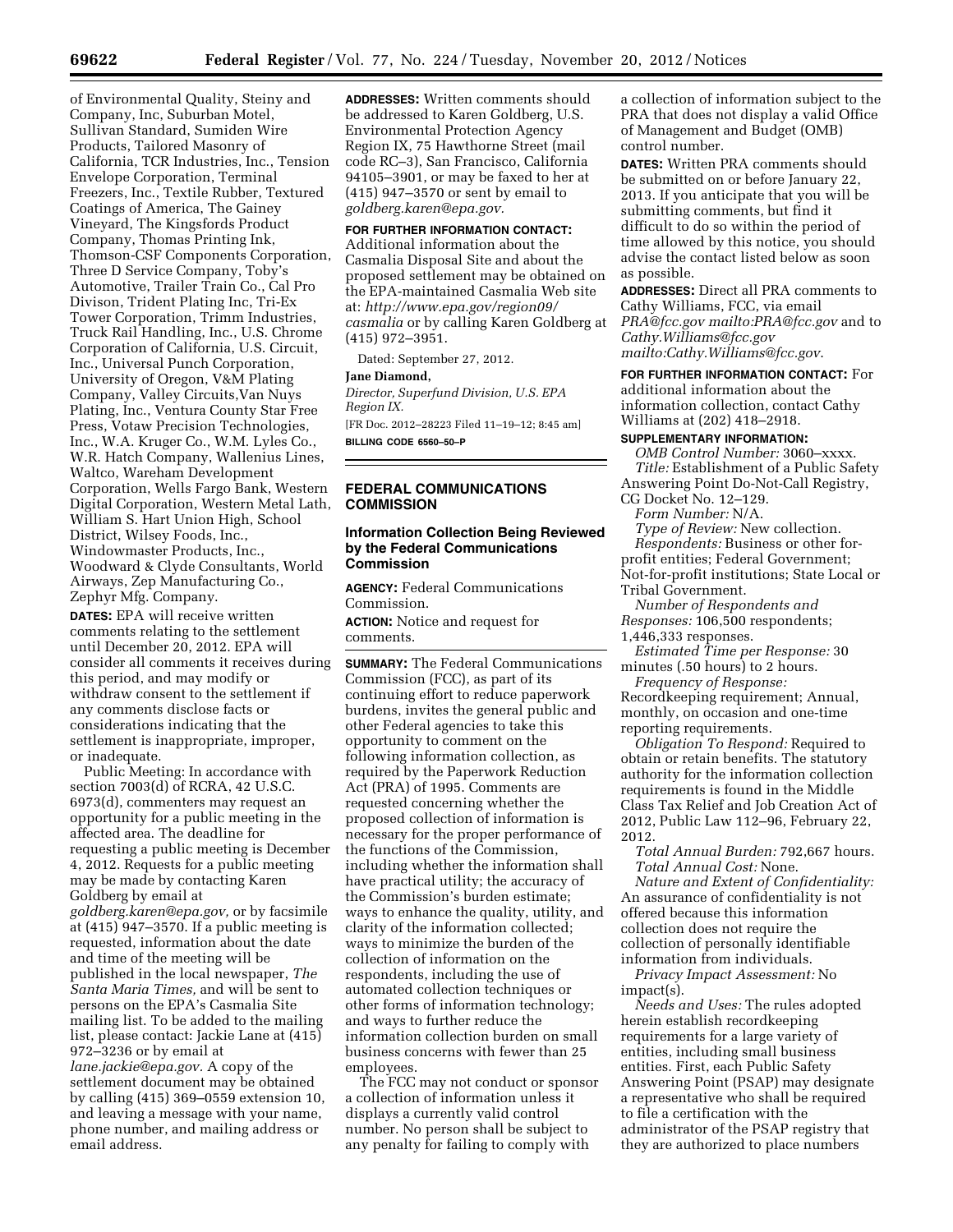of Environmental Quality, Steiny and Company, Inc, Suburban Motel, Sullivan Standard, Sumiden Wire Products, Tailored Masonry of California, TCR Industries, Inc., Tension Envelope Corporation, Terminal Freezers, Inc., Textile Rubber, Textured Coatings of America, The Gainey Vineyard, The Kingsfords Product Company, Thomas Printing Ink, Thomson-CSF Components Corporation, Three D Service Company, Toby's Automotive, Trailer Train Co., Cal Pro Divison, Trident Plating Inc, Tri-Ex Tower Corporation, Trimm Industries, Truck Rail Handling, Inc., U.S. Chrome Corporation of California, U.S. Circuit, Inc., Universal Punch Corporation, University of Oregon, V&M Plating Company, Valley Circuits,Van Nuys Plating, Inc., Ventura County Star Free Press, Votaw Precision Technologies, Inc., W.A. Kruger Co., W.M. Lyles Co., W.R. Hatch Company, Wallenius Lines, Waltco, Wareham Development Corporation, Wells Fargo Bank, Western Digital Corporation, Western Metal Lath, William S. Hart Union High, School District, Wilsey Foods, Inc., Windowmaster Products, Inc., Woodward & Clyde Consultants, World Airways, Zep Manufacturing Co., Zephyr Mfg. Company.

**DATES:** EPA will receive written comments relating to the settlement until December 20, 2012. EPA will consider all comments it receives during this period, and may modify or withdraw consent to the settlement if any comments disclose facts or considerations indicating that the settlement is inappropriate, improper, or inadequate.

Public Meeting: In accordance with section 7003(d) of RCRA, 42 U.S.C. 6973(d), commenters may request an opportunity for a public meeting in the affected area. The deadline for requesting a public meeting is December 4, 2012. Requests for a public meeting may be made by contacting Karen Goldberg by email at *goldberg.karen@epa.gov,* or by facsimile at (415) 947–3570. If a public meeting is requested, information about the date and time of the meeting will be published in the local newspaper, *The Santa Maria Times,* and will be sent to persons on the EPA's Casmalia Site mailing list. To be added to the mailing list, please contact: Jackie Lane at (415) 972–3236 or by email at *lane.jackie@epa.gov.* A copy of the settlement document may be obtained by calling (415) 369–0559 extension 10, and leaving a message with your name, phone number, and mailing address or email address.

**ADDRESSES:** Written comments should be addressed to Karen Goldberg, U.S. Environmental Protection Agency Region IX, 75 Hawthorne Street (mail code RC–3), San Francisco, California 94105–3901, or may be faxed to her at (415) 947–3570 or sent by email to *goldberg.karen@epa.gov.*

**FOR FURTHER INFORMATION CONTACT:** Additional information about the Casmalia Disposal Site and about the proposed settlement may be obtained on the EPA-maintained Casmalia Web site at: *http://www.epa.gov/region09/casmalia* or by calling Karen Goldberg at (415) 972–3951.

Dated: September 27, 2012.

**Jane Diamond,**

*Director, Superfund Division, U.S. EPA Region IX.*

[FR Doc. 2012–28223 Filed 11–19–12; 8:45 am]

**BILLING CODE 6560–50–P**

## FEDERAL COMMUNICATIONS COMMISSION

### Information Collection Being Reviewed by the Federal Communications Commission

**AGENCY:** Federal Communications Commission.

**ACTION:** Notice and request for comments.

**SUMMARY:** The Federal Communications Commission (FCC), as part of its continuing effort to reduce paperwork burdens, invites the general public and other Federal agencies to take this opportunity to comment on the following information collection, as required by the Paperwork Reduction Act (PRA) of 1995. Comments are requested concerning whether the proposed collection of information is necessary for the proper performance of the functions of the Commission, including whether the information shall have practical utility; the accuracy of the Commission's burden estimate; ways to enhance the quality, utility, and clarity of the information collected; ways to minimize the burden of the collection of information on the respondents, including the use of automated collection techniques or other forms of information technology; and ways to further reduce the information collection burden on small business concerns with fewer than 25 employees.

The FCC may not conduct or sponsor a collection of information unless it displays a currently valid control number. No person shall be subject to any penalty for failing to comply with a collection of information subject to the PRA that does not display a valid Office of Management and Budget (OMB) control number.

**DATES:** Written PRA comments should be submitted on or before January 22, 2013. If you anticipate that you will be submitting comments, but find it difficult to do so within the period of time allowed by this notice, you should advise the contact listed below as soon as possible.

**ADDRESSES:** Direct all PRA comments to Cathy Williams, FCC, via email *PRA@fcc.gov mailto:PRA@fcc.gov* and to *Cathy.Williams@fcc.gov mailto:Cathy.Williams@fcc.gov*.

**FOR FURTHER INFORMATION CONTACT:** For additional information about the information collection, contact Cathy Williams at (202) 418–2918.

**SUPPLEMENTARY INFORMATION:**

*OMB Control Number:* 3060–xxxx.

*Title:* Establishment of a Public Safety Answering Point Do-Not-Call Registry, CG Docket No. 12–129.

*Form Number:* N/A.

*Type of Review:* New collection.

*Respondents:* Business or other for-profit entities; Federal Government; Not-for-profit institutions; State Local or Tribal Government.

*Number of Respondents and Responses:* 106,500 respondents; 1,446,333 responses.

*Estimated Time per Response:* 30 minutes (.50 hours) to 2 hours.

*Frequency of Response:* Recordkeeping requirement; Annual, monthly, on occasion and one-time reporting requirements.

*Obligation To Respond:* Required to obtain or retain benefits. The statutory authority for the information collection requirements is found in the Middle Class Tax Relief and Job Creation Act of 2012, Public Law 112–96, February 22, 2012.

*Total Annual Burden:* 792,667 hours.

*Total Annual Cost:* None.

*Nature and Extent of Confidentiality:* An assurance of confidentiality is not offered because this information collection does not require the collection of personally identifiable information from individuals.

*Privacy Impact Assessment:* No impact(s).

*Needs and Uses:* The rules adopted herein establish recordkeeping requirements for a large variety of entities, including small business entities. First, each Public Safety Answering Point (PSAP) may designate a representative who shall be required to file a certification with the administrator of the PSAP registry that they are authorized to place numbers